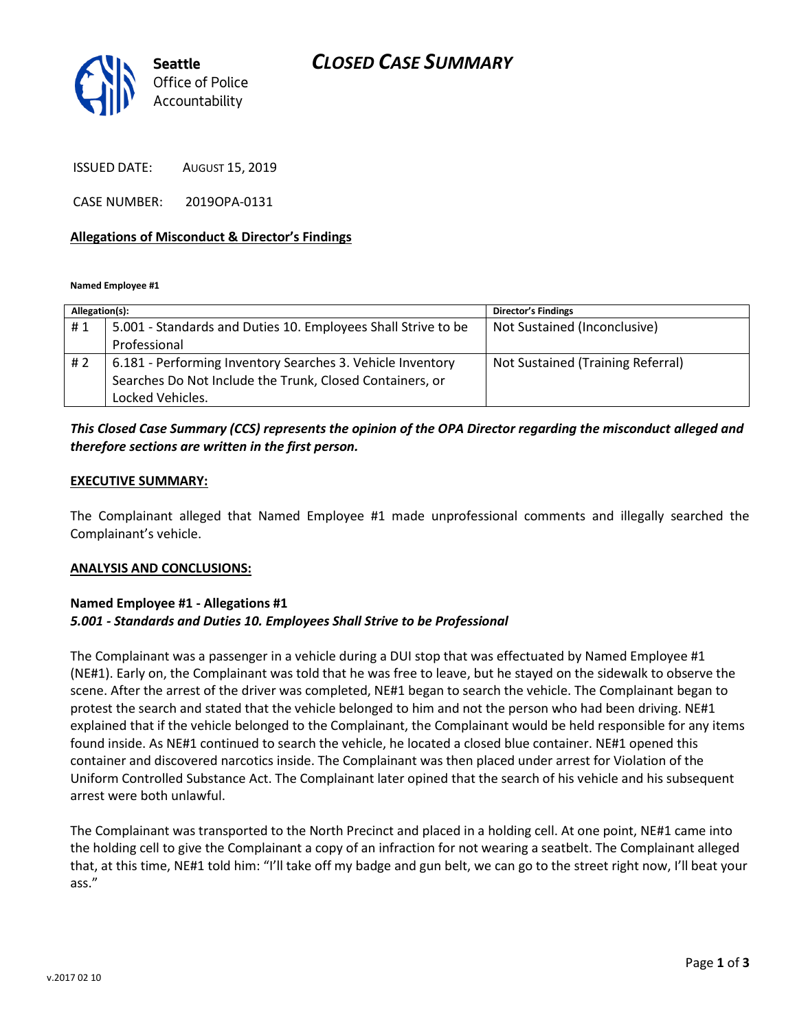Seattle Office of Police Accountability

# CLOSED CASE SUMMARY

ISSUED DATE: AUGUST 15, 2019

CASE NUMBER: 2019OPA-0131

## Allegations of Misconduct & Director's Findings

**Named Employee #1**

| Allegation(s): | | Director's Findings |
|---|---|---|
| # 1 | 5.001 - Standards and Duties 10. Employees Shall Strive to be Professional | Not Sustained (Inconclusive) |
| # 2 | 6.181 - Performing Inventory Searches 3. Vehicle Inventory Searches Do Not Include the Trunk, Closed Containers, or Locked Vehicles. | Not Sustained (Training Referral) |

***This Closed Case Summary (CCS) represents the opinion of the OPA Director regarding the misconduct alleged and therefore sections are written in the first person.***

## EXECUTIVE SUMMARY:

The Complainant alleged that Named Employee #1 made unprofessional comments and illegally searched the Complainant's vehicle.

## ANALYSIS AND CONCLUSIONS:

### Named Employee #1 - Allegations #1
***5.001 - Standards and Duties 10. Employees Shall Strive to be Professional***

The Complainant was a passenger in a vehicle during a DUI stop that was effectuated by Named Employee #1 (NE#1). Early on, the Complainant was told that he was free to leave, but he stayed on the sidewalk to observe the scene. After the arrest of the driver was completed, NE#1 began to search the vehicle. The Complainant began to protest the search and stated that the vehicle belonged to him and not the person who had been driving. NE#1 explained that if the vehicle belonged to the Complainant, the Complainant would be held responsible for any items found inside. As NE#1 continued to search the vehicle, he located a closed blue container. NE#1 opened this container and discovered narcotics inside. The Complainant was then placed under arrest for Violation of the Uniform Controlled Substance Act. The Complainant later opined that the search of his vehicle and his subsequent arrest were both unlawful.

The Complainant was transported to the North Precinct and placed in a holding cell. At one point, NE#1 came into the holding cell to give the Complainant a copy of an infraction for not wearing a seatbelt. The Complainant alleged that, at this time, NE#1 told him: "I'll take off my badge and gun belt, we can go to the street right now, I'll beat your ass."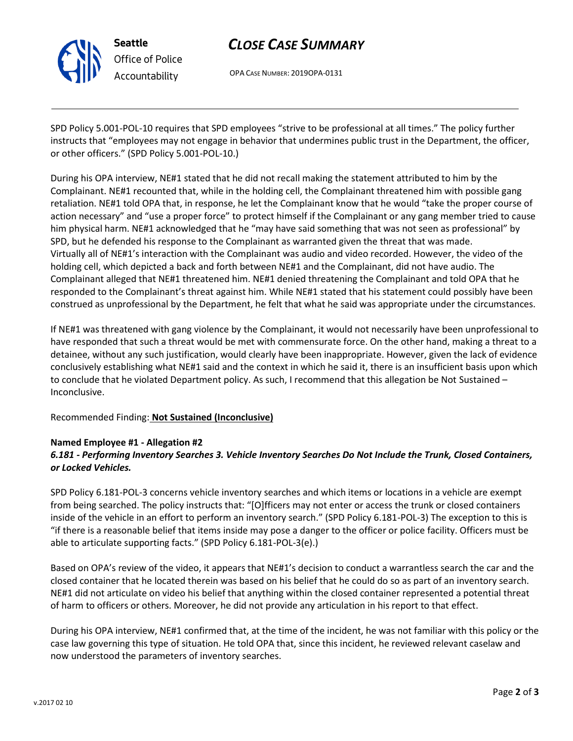SPD Policy 5.001-POL-10 requires that SPD employees "strive to be professional at all times." The policy further instructs that "employees may not engage in behavior that undermines public trust in the Department, the officer, or other officers." (SPD Policy 5.001-POL-10.)

During his OPA interview, NE#1 stated that he did not recall making the statement attributed to him by the Complainant. NE#1 recounted that, while in the holding cell, the Complainant threatened him with possible gang retaliation. NE#1 told OPA that, in response, he let the Complainant know that he would "take the proper course of action necessary" and "use a proper force" to protect himself if the Complainant or any gang member tried to cause him physical harm. NE#1 acknowledged that he "may have said something that was not seen as professional" by SPD, but he defended his response to the Complainant as warranted given the threat that was made. Virtually all of NE#1's interaction with the Complainant was audio and video recorded. However, the video of the holding cell, which depicted a back and forth between NE#1 and the Complainant, did not have audio. The Complainant alleged that NE#1 threatened him. NE#1 denied threatening the Complainant and told OPA that he responded to the Complainant's threat against him. While NE#1 stated that his statement could possibly have been construed as unprofessional by the Department, he felt that what he said was appropriate under the circumstances.

If NE#1 was threatened with gang violence by the Complainant, it would not necessarily have been unprofessional to have responded that such a threat would be met with commensurate force. On the other hand, making a threat to a detainee, without any such justification, would clearly have been inappropriate. However, given the lack of evidence conclusively establishing what NE#1 said and the context in which he said it, there is an insufficient basis upon which to conclude that he violated Department policy. As such, I recommend that this allegation be Not Sustained – Inconclusive.

Recommended Finding: **Not Sustained (Inconclusive)**

**Named Employee #1 - Allegation #2**
***6.181 - Performing Inventory Searches 3. Vehicle Inventory Searches Do Not Include the Trunk, Closed Containers, or Locked Vehicles.***

SPD Policy 6.181-POL-3 concerns vehicle inventory searches and which items or locations in a vehicle are exempt from being searched. The policy instructs that: "[O]fficers may not enter or access the trunk or closed containers inside of the vehicle in an effort to perform an inventory search." (SPD Policy 6.181-POL-3) The exception to this is "if there is a reasonable belief that items inside may pose a danger to the officer or police facility. Officers must be able to articulate supporting facts." (SPD Policy 6.181-POL-3(e).)

Based on OPA's review of the video, it appears that NE#1's decision to conduct a warrantless search the car and the closed container that he located therein was based on his belief that he could do so as part of an inventory search. NE#1 did not articulate on video his belief that anything within the closed container represented a potential threat of harm to officers or others. Moreover, he did not provide any articulation in his report to that effect.

During his OPA interview, NE#1 confirmed that, at the time of the incident, he was not familiar with this policy or the case law governing this type of situation. He told OPA that, since this incident, he reviewed relevant caselaw and now understood the parameters of inventory searches.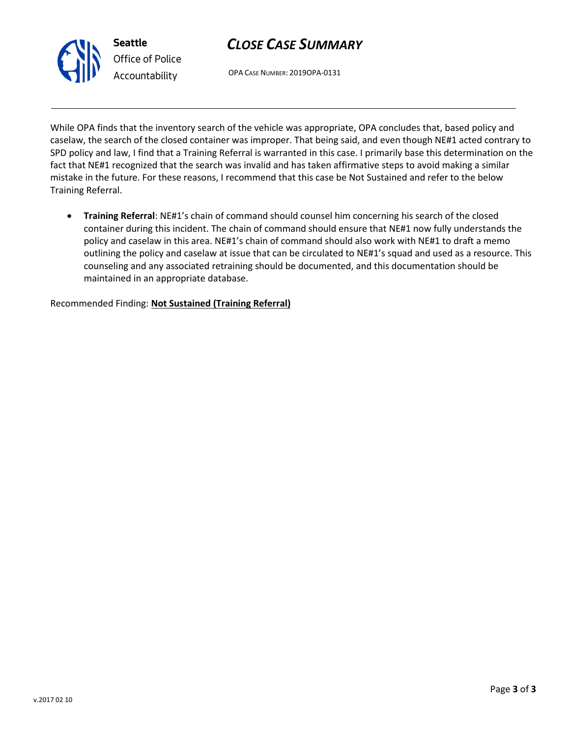While OPA finds that the inventory search of the vehicle was appropriate, OPA concludes that, based policy and caselaw, the search of the closed container was improper. That being said, and even though NE#1 acted contrary to SPD policy and law, I find that a Training Referral is warranted in this case. I primarily base this determination on the fact that NE#1 recognized that the search was invalid and has taken affirmative steps to avoid making a similar mistake in the future. For these reasons, I recommend that this case be Not Sustained and refer to the below Training Referral.

- **Training Referral**: NE#1's chain of command should counsel him concerning his search of the closed container during this incident. The chain of command should ensure that NE#1 now fully understands the policy and caselaw in this area. NE#1's chain of command should also work with NE#1 to draft a memo outlining the policy and caselaw at issue that can be circulated to NE#1's squad and used as a resource. This counseling and any associated retraining should be documented, and this documentation should be maintained in an appropriate database.

Recommended Finding: **Not Sustained (Training Referral)**